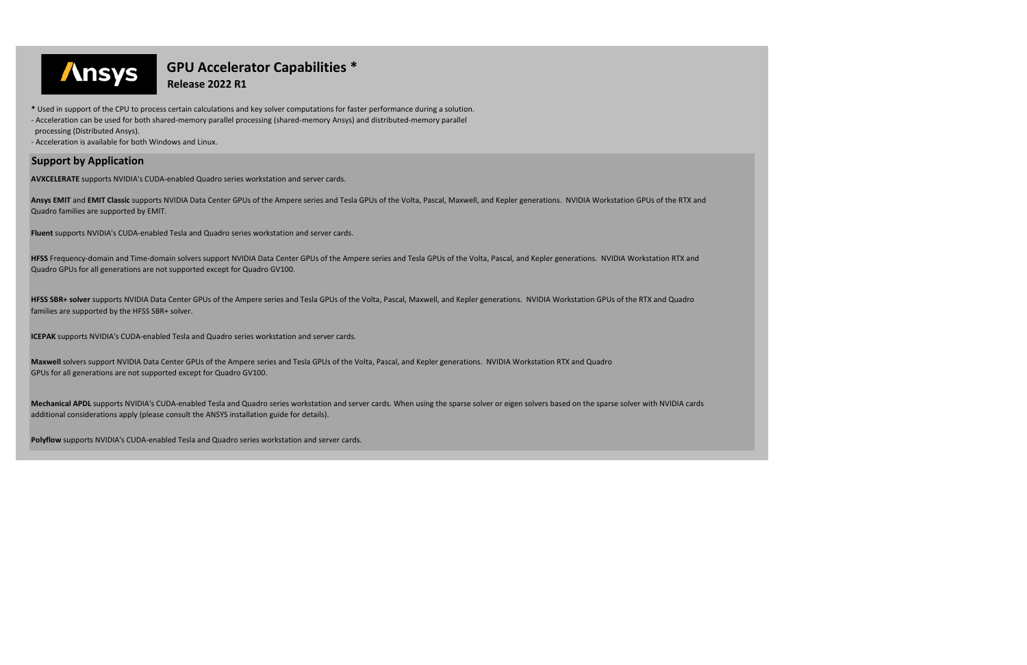Ansys

# GPU Accelerator Capabilities *

**Release 2022 R1**

**\*** Used in support of the CPU to process certain calculations and key solver computations for faster performance during a solution.
- Acceleration can be used for both shared-memory parallel processing (shared-memory Ansys) and distributed-memory parallel processing (Distributed Ansys).
- Acceleration is available for both Windows and Linux.

## Support by Application

**AVXCELERATE** supports NVIDIA's CUDA-enabled Quadro series workstation and server cards.

**Ansys EMIT** and **EMIT Classic** supports NVIDIA Data Center GPUs of the Ampere series and Tesla GPUs of the Volta, Pascal, Maxwell, and Kepler generations. NVIDIA Workstation GPUs of the RTX and Quadro families are supported by EMIT.

**Fluent** supports NVIDIA's CUDA-enabled Tesla and Quadro series workstation and server cards.

**HFSS** Frequency-domain and Time-domain solvers support NVIDIA Data Center GPUs of the Ampere series and Tesla GPUs of the Volta, Pascal, and Kepler generations. NVIDIA Workstation RTX and Quadro GPUs for all generations are not supported except for Quadro GV100.

**HFSS SBR+ solver** supports NVIDIA Data Center GPUs of the Ampere series and Tesla GPUs of the Volta, Pascal, Maxwell, and Kepler generations. NVIDIA Workstation GPUs of the RTX and Quadro families are supported by the HFSS SBR+ solver.

**ICEPAK** supports NVIDIA's CUDA-enabled Tesla and Quadro series workstation and server cards.

**Maxwell** solvers support NVIDIA Data Center GPUs of the Ampere series and Tesla GPUs of the Volta, Pascal, and Kepler generations. NVIDIA Workstation RTX and Quadro GPUs for all generations are not supported except for Quadro GV100.

**Mechanical APDL** supports NVIDIA's CUDA-enabled Tesla and Quadro series workstation and server cards. When using the sparse solver or eigen solvers based on the sparse solver with NVIDIA cards additional considerations apply (please consult the ANSYS installation guide for details).

**Polyflow** supports NVIDIA's CUDA-enabled Tesla and Quadro series workstation and server cards.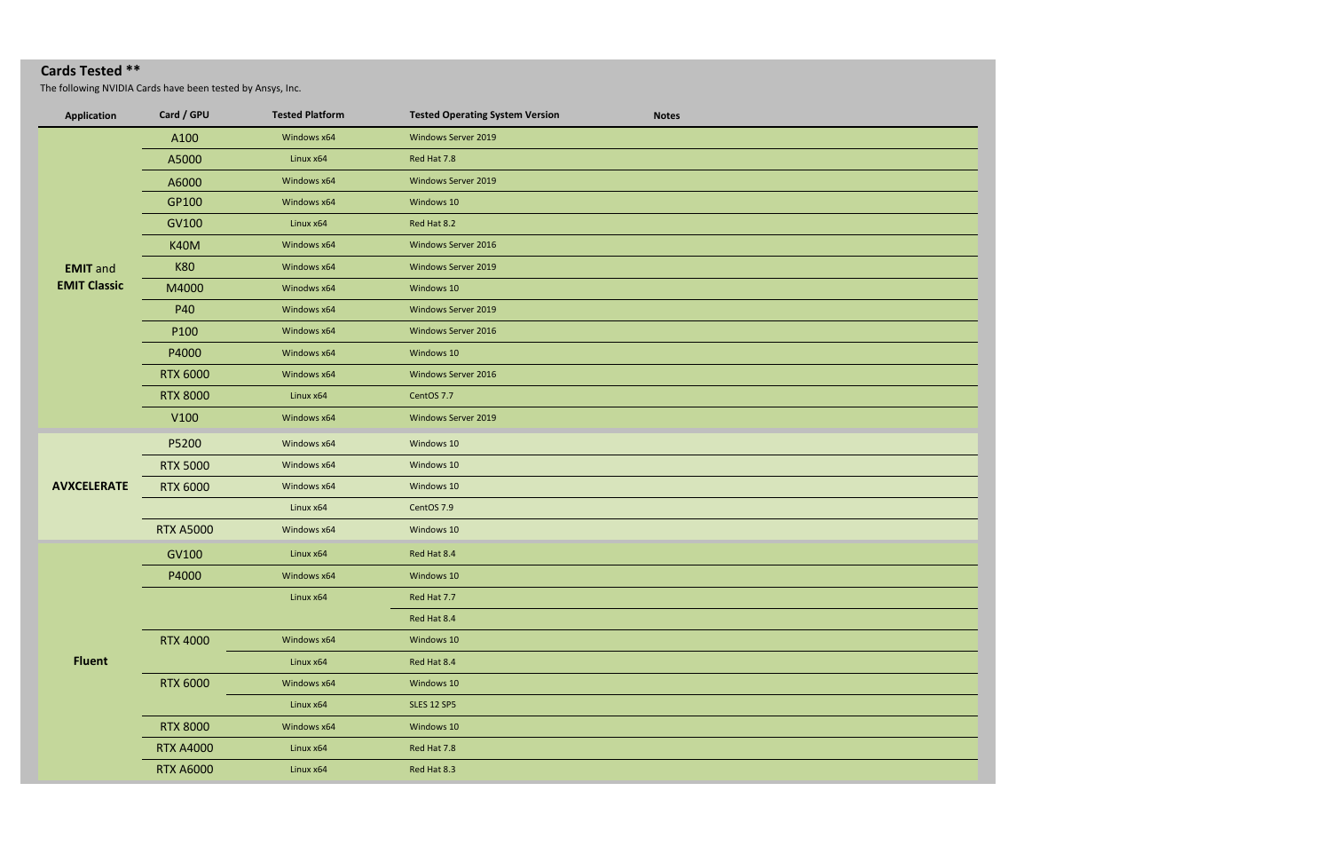**Cards Tested \*\***

The following NVIDIA Cards have been tested by Ansys, Inc.

| Application | Card / GPU | Tested Platform | Tested Operating System Version | Notes |
|---|---|---|---|---|
| **EMIT** and **EMIT Classic** | A100 | Windows x64 | Windows Server 2019 | |
| | A5000 | Linux x64 | Red Hat 7.8 | |
| | A6000 | Windows x64 | Windows Server 2019 | |
| | GP100 | Windows x64 | Windows 10 | |
| | GV100 | Linux x64 | Red Hat 8.2 | |
| | K40M | Windows x64 | Windows Server 2016 | |
| | K80 | Windows x64 | Windows Server 2019 | |
| | M4000 | Windodws x64 | Windows 10 | |
| | P40 | Windows x64 | Windows Server 2019 | |
| | P100 | Windows x64 | Windows Server 2016 | |
| | P4000 | Windows x64 | Windows 10 | |
| | RTX 6000 | Windows x64 | Windows Server 2016 | |
| | RTX 8000 | Linux x64 | CentOS 7.7 | |
| | V100 | Windows x64 | Windows Server 2019 | |
| **AVXCELERATE** | P5200 | Windows x64 | Windows 10 | |
| | RTX 5000 | Windows x64 | Windows 10 | |
| | RTX 6000 | Windows x64 | Windows 10 | |
| | | Linux x64 | CentOS 7.9 | |
| | RTX A5000 | Windows x64 | Windows 10 | |
| **Fluent** | GV100 | Linux x64 | Red Hat 8.4 | |
| | P4000 | Windows x64 | Windows 10 | |
| | | Linux x64 | Red Hat 7.7 | |
| | | | Red Hat 8.4 | |
| | RTX 4000 | Windows x64 | Windows 10 | |
| | | Linux x64 | Red Hat 8.4 | |
| | RTX 6000 | Windows x64 | Windows 10 | |
| | | Linux x64 | SLES 12 SP5 | |
| | RTX 8000 | Windows x64 | Windows 10 | |
| | RTX A4000 | Linux x64 | Red Hat 7.8 | |
| | RTX A6000 | Linux x64 | Red Hat 8.3 | |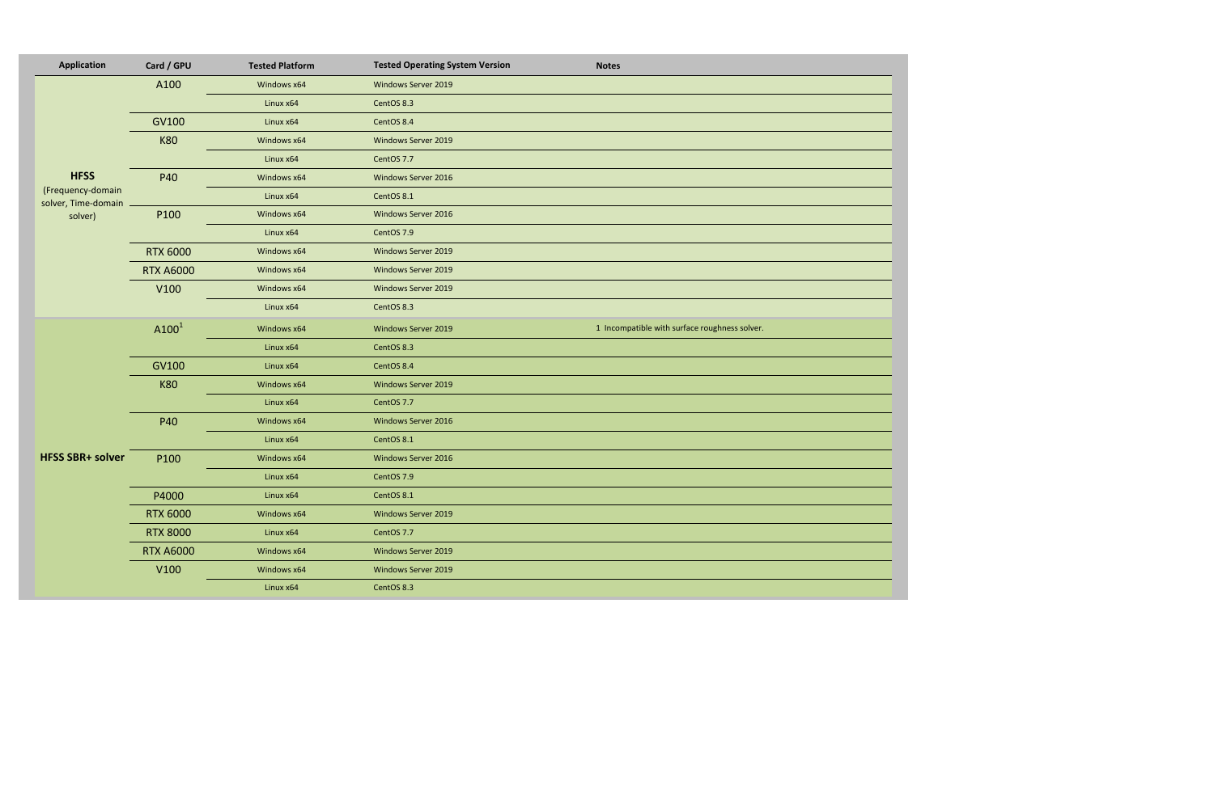| Application | Card / GPU | Tested Platform | Tested Operating System Version | Notes |
|---|---|---|---|---|
| **HFSS** (Frequency-domain solver, Time-domain solver) | A100 | Windows x64 | Windows Server 2019 | |
| | | Linux x64 | CentOS 8.3 | |
| | GV100 | Linux x64 | CentOS 8.4 | |
| | K80 | Windows x64 | Windows Server 2019 | |
| | | Linux x64 | CentOS 7.7 | |
| | P40 | Windows x64 | Windows Server 2016 | |
| | | Linux x64 | CentOS 8.1 | |
| | P100 | Windows x64 | Windows Server 2016 | |
| | | Linux x64 | CentOS 7.9 | |
| | RTX 6000 | Windows x64 | Windows Server 2019 | |
| | RTX A6000 | Windows x64 | Windows Server 2019 | |
| | V100 | Windows x64 | Windows Server 2019 | |
| | | Linux x64 | CentOS 8.3 | |
| **HFSS SBR+ solver** | A100[1] | Windows x64 | Windows Server 2019 | 1 Incompatible with surface roughness solver. |
| | | Linux x64 | CentOS 8.3 | |
| | GV100 | Linux x64 | CentOS 8.4 | |
| | K80 | Windows x64 | Windows Server 2019 | |
| | | Linux x64 | CentOS 7.7 | |
| | P40 | Windows x64 | Windows Server 2016 | |
| | | Linux x64 | CentOS 8.1 | |
| | P100 | Windows x64 | Windows Server 2016 | |
| | | Linux x64 | CentOS 7.9 | |
| | P4000 | Linux x64 | CentOS 8.1 | |
| | RTX 6000 | Windows x64 | Windows Server 2019 | |
| | RTX 8000 | Linux x64 | CentOS 7.7 | |
| | RTX A6000 | Windows x64 | Windows Server 2019 | |
| | V100 | Windows x64 | Windows Server 2019 | |
| | | Linux x64 | CentOS 8.3 | |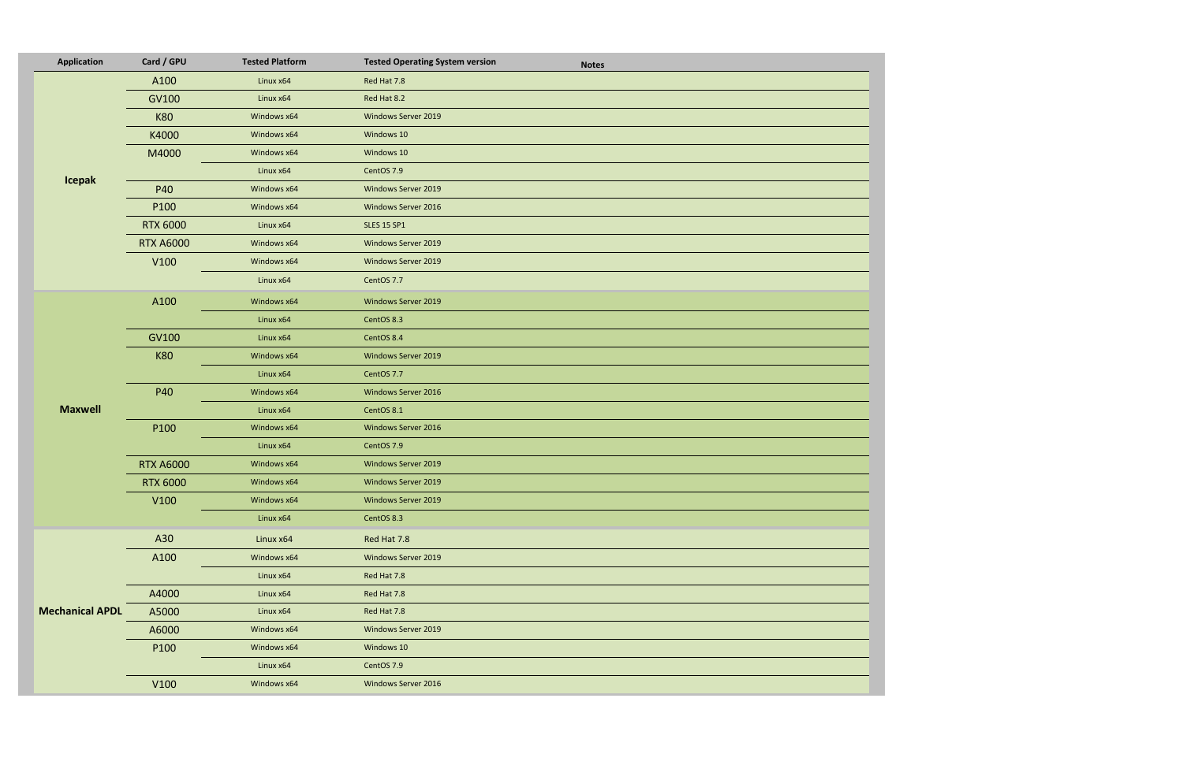| Application | Card / GPU | Tested Platform | Tested Operating System version | Notes |
| --- | --- | --- | --- | --- |
| Icepak | A100 | Linux x64 | Red Hat 7.8 | |
| | GV100 | Linux x64 | Red Hat 8.2 | |
| | K80 | Windows x64 | Windows Server 2019 | |
| | K4000 | Windows x64 | Windows 10 | |
| | M4000 | Windows x64 | Windows 10 | |
| | | Linux x64 | CentOS 7.9 | |
| | P40 | Windows x64 | Windows Server 2019 | |
| | P100 | Windows x64 | Windows Server 2016 | |
| | RTX 6000 | Linux x64 | SLES 15 SP1 | |
| | RTX A6000 | Windows x64 | Windows Server 2019 | |
| | V100 | Windows x64 | Windows Server 2019 | |
| | | Linux x64 | CentOS 7.7 | |
| Maxwell | A100 | Windows x64 | Windows Server 2019 | |
| | | Linux x64 | CentOS 8.3 | |
| | GV100 | Linux x64 | CentOS 8.4 | |
| | K80 | Windows x64 | Windows Server 2019 | |
| | | Linux x64 | CentOS 7.7 | |
| | P40 | Windows x64 | Windows Server 2016 | |
| | | Linux x64 | CentOS 8.1 | |
| | P100 | Windows x64 | Windows Server 2016 | |
| | | Linux x64 | CentOS 7.9 | |
| | RTX A6000 | Windows x64 | Windows Server 2019 | |
| | RTX 6000 | Windows x64 | Windows Server 2019 | |
| | V100 | Windows x64 | Windows Server 2019 | |
| | | Linux x64 | CentOS 8.3 | |
| Mechanical APDL | A30 | Linux x64 | Red Hat 7.8 | |
| | A100 | Windows x64 | Windows Server 2019 | |
| | | Linux x64 | Red Hat 7.8 | |
| | A4000 | Linux x64 | Red Hat 7.8 | |
| | A5000 | Linux x64 | Red Hat 7.8 | |
| | A6000 | Windows x64 | Windows Server 2019 | |
| | P100 | Windows x64 | Windows 10 | |
| | | Linux x64 | CentOS 7.9 | |
| | V100 | Windows x64 | Windows Server 2016 | |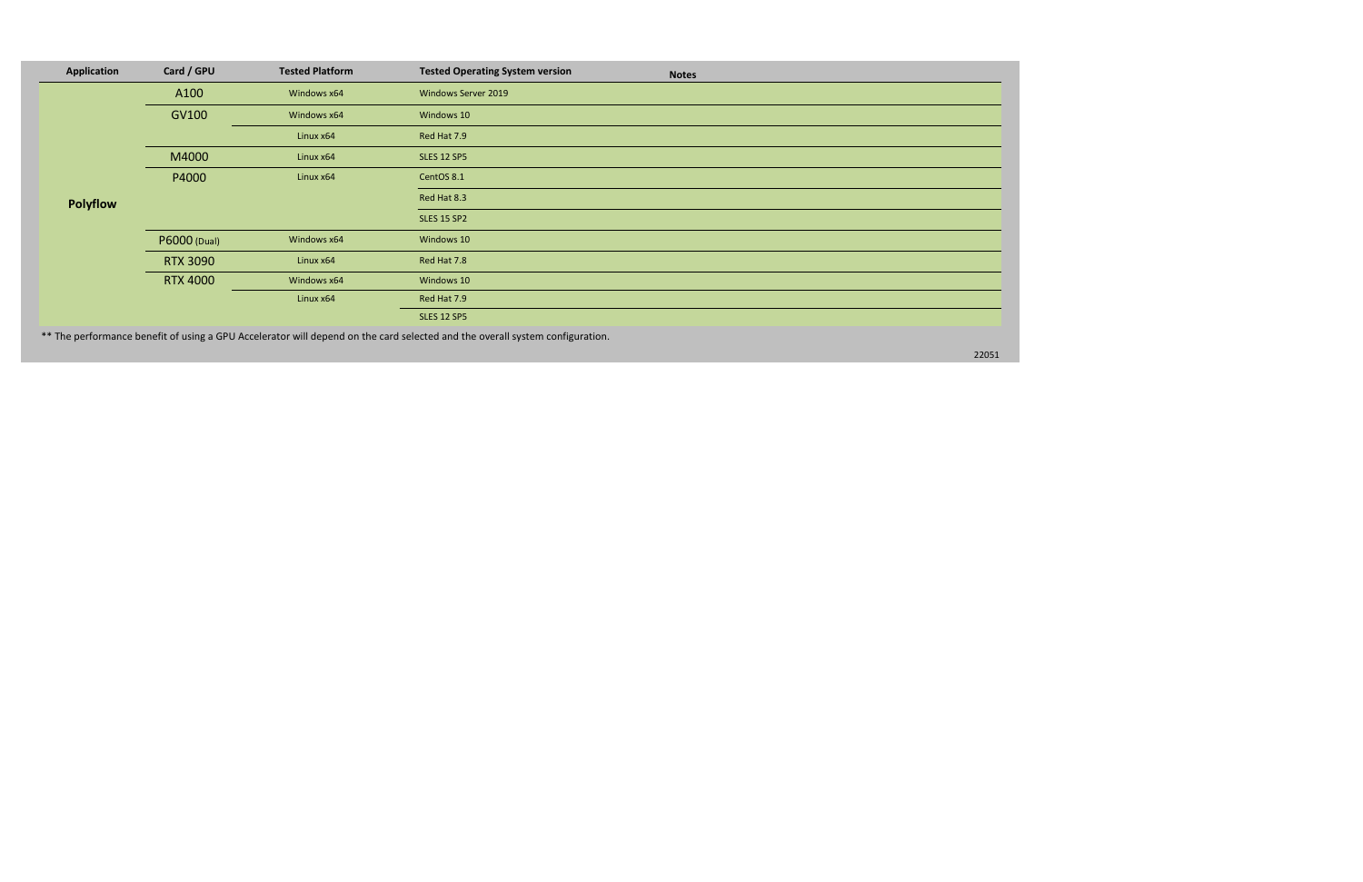| Application | Card / GPU | Tested Platform | Tested Operating System version | Notes |
| --- | --- | --- | --- | --- |
| Polyflow | A100 | Windows x64 | Windows Server 2019 | |
| | GV100 | Windows x64 | Windows 10 | |
| | | Linux x64 | Red Hat 7.9 | |
| | M4000 | Linux x64 | SLES 12 SP5 | |
| | P4000 | Linux x64 | CentOS 8.1 | |
| | | | Red Hat 8.3 | |
| | | | SLES 15 SP2 | |
| | P6000 (Dual) | Windows x64 | Windows 10 | |
| | RTX 3090 | Linux x64 | Red Hat 7.8 | |
| | RTX 4000 | Windows x64 | Windows 10 | |
| | | Linux x64 | Red Hat 7.9 | |
| | | | SLES 12 SP5 | |

** The performance benefit of using a GPU Accelerator will depend on the card selected and the overall system configuration.

22051